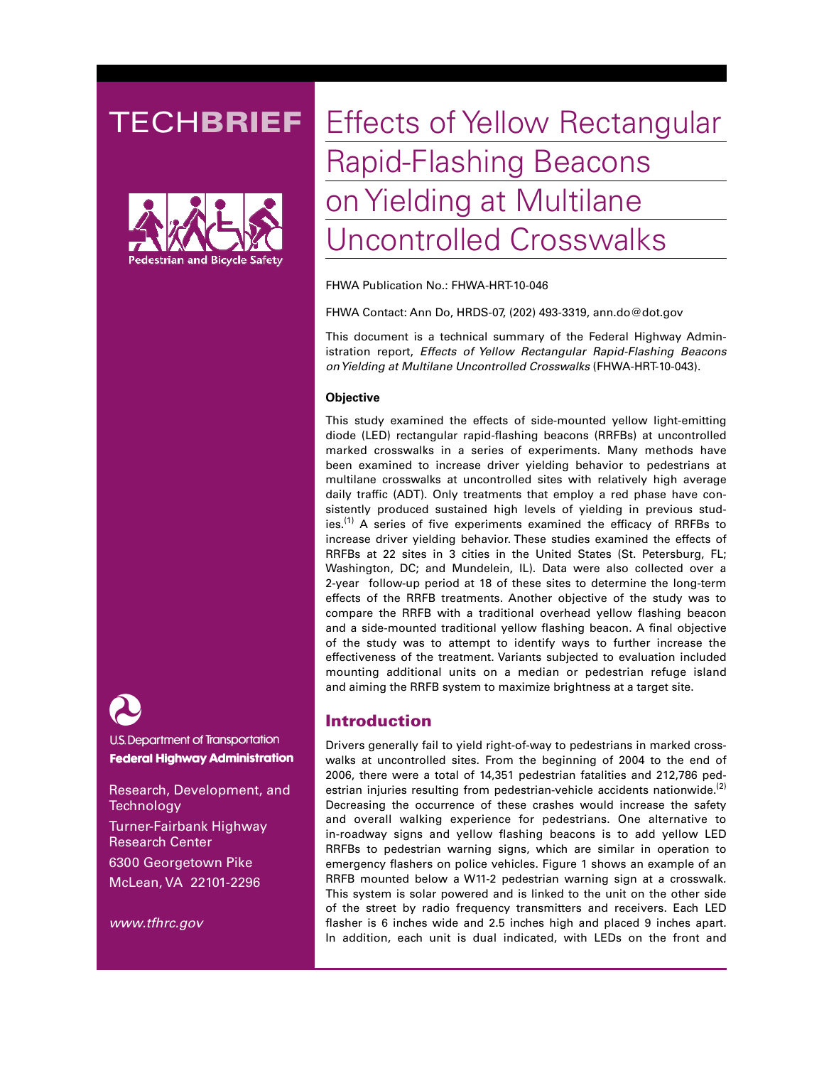TECHBRIEF

Pedestrian and Bicycle Safety

U.S. Department of Transportation
**Federal Highway Administration**

Research, Development, and Technology
Turner-Fairbank Highway Research Center
6300 Georgetown Pike
McLean, VA 22101-2296

*www.tfhrc.gov*

# Effects of Yellow Rectangular Rapid-Flashing Beacons on Yielding at Multilane Uncontrolled Crosswalks

FHWA Publication No.: FHWA-HRT-10-046

FHWA Contact: Ann Do, HRDS-07, (202) 493-3319, ann.do@dot.gov

This document is a technical summary of the Federal Highway Administration report, *Effects of Yellow Rectangular Rapid-Flashing Beacons on Yielding at Multilane Uncontrolled Crosswalks* (FHWA-HRT-10-043).

**Objective**

This study examined the effects of side-mounted yellow light-emitting diode (LED) rectangular rapid-flashing beacons (RRFBs) at uncontrolled marked crosswalks in a series of experiments. Many methods have been examined to increase driver yielding behavior to pedestrians at multilane crosswalks at uncontrolled sites with relatively high average daily traffic (ADT). Only treatments that employ a red phase have consistently produced sustained high levels of yielding in previous studies.[1] A series of five experiments examined the efficacy of RRFBs to increase driver yielding behavior. These studies examined the effects of RRFBs at 22 sites in 3 cities in the United States (St. Petersburg, FL; Washington, DC; and Mundelein, IL). Data were also collected over a 2-year follow-up period at 18 of these sites to determine the long-term effects of the RRFB treatments. Another objective of the study was to compare the RRFB with a traditional overhead yellow flashing beacon and a side-mounted traditional yellow flashing beacon. A final objective of the study was to attempt to identify ways to further increase the effectiveness of the treatment. Variants subjected to evaluation included mounting additional units on a median or pedestrian refuge island and aiming the RRFB system to maximize brightness at a target site.

## Introduction

Drivers generally fail to yield right-of-way to pedestrians in marked crosswalks at uncontrolled sites. From the beginning of 2004 to the end of 2006, there were a total of 14,351 pedestrian fatalities and 212,786 pedestrian injuries resulting from pedestrian-vehicle accidents nationwide.[2] Decreasing the occurrence of these crashes would increase the safety and overall walking experience for pedestrians. One alternative to in-roadway signs and yellow flashing beacons is to add yellow LED RRFBs to pedestrian warning signs, which are similar in operation to emergency flashers on police vehicles. Figure 1 shows an example of an RRFB mounted below a W11-2 pedestrian warning sign at a crosswalk. This system is solar powered and is linked to the unit on the other side of the street by radio frequency transmitters and receivers. Each LED flasher is 6 inches wide and 2.5 inches high and placed 9 inches apart. In addition, each unit is dual indicated, with LEDs on the front and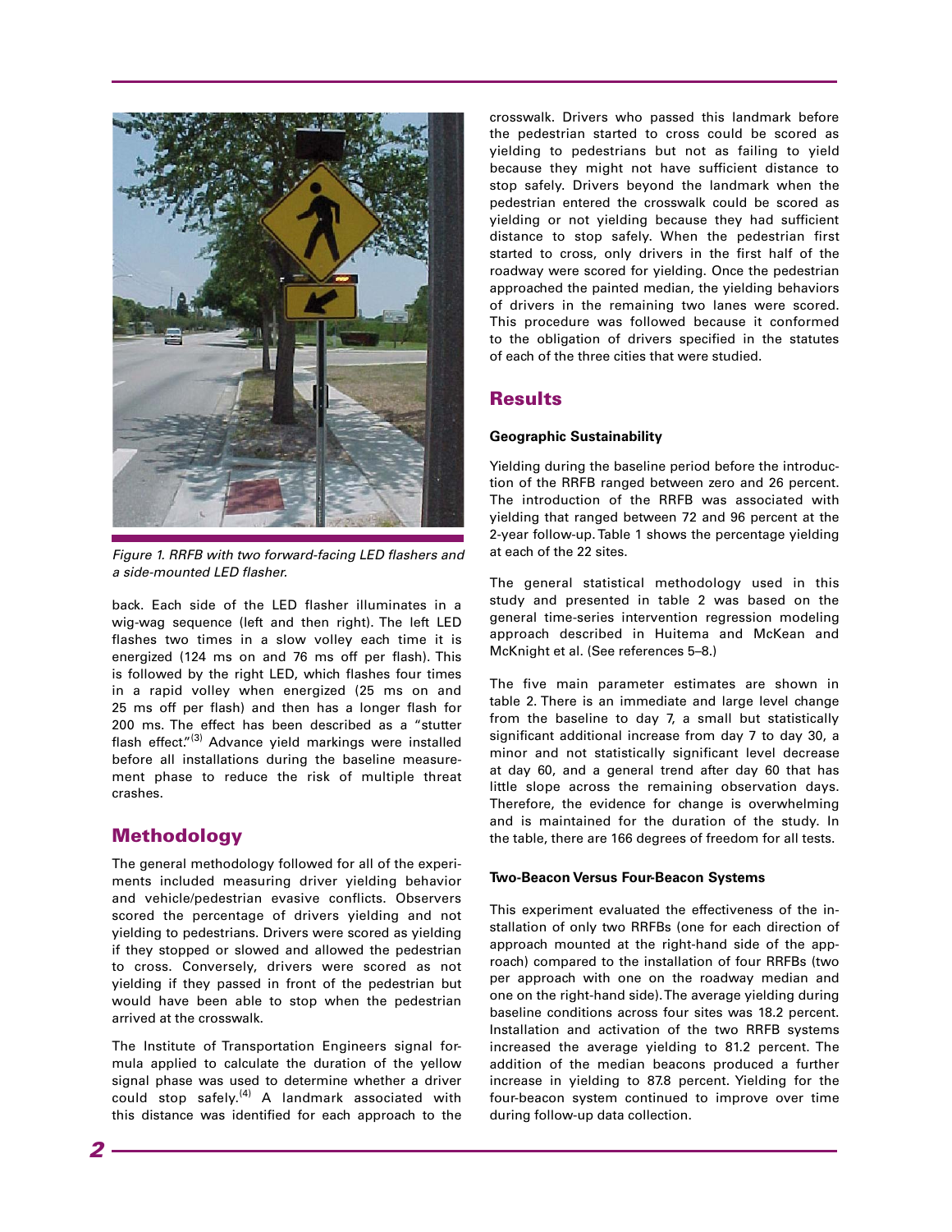*Figure 1. RRFB with two forward-facing LED flashers and a side-mounted LED flasher.*

back. Each side of the LED flasher illuminates in a wig-wag sequence (left and then right). The left LED flashes two times in a slow volley each time it is energized (124 ms on and 76 ms off per flash). This is followed by the right LED, which flashes four times in a rapid volley when energized (25 ms on and 25 ms off per flash) and then has a longer flash for 200 ms. The effect has been described as a "stutter flash effect."[3] Advance yield markings were installed before all installations during the baseline measurement phase to reduce the risk of multiple threat crashes.

## Methodology

The general methodology followed for all of the experiments included measuring driver yielding behavior and vehicle/pedestrian evasive conflicts. Observers scored the percentage of drivers yielding and not yielding to pedestrians. Drivers were scored as yielding if they stopped or slowed and allowed the pedestrian to cross. Conversely, drivers were scored as not yielding if they passed in front of the pedestrian but would have been able to stop when the pedestrian arrived at the crosswalk.

The Institute of Transportation Engineers signal formula applied to calculate the duration of the yellow signal phase was used to determine whether a driver could stop safely.[4] A landmark associated with this distance was identified for each approach to the crosswalk. Drivers who passed this landmark before the pedestrian started to cross could be scored as yielding to pedestrians but not as failing to yield because they might not have sufficient distance to stop safely. Drivers beyond the landmark when the pedestrian entered the crosswalk could be scored as yielding or not yielding because they had sufficient distance to stop safely. When the pedestrian first started to cross, only drivers in the first half of the roadway were scored for yielding. Once the pedestrian approached the painted median, the yielding behaviors of drivers in the remaining two lanes were scored. This procedure was followed because it conformed to the obligation of drivers specified in the statutes of each of the three cities that were studied.

## Results

### Geographic Sustainability

Yielding during the baseline period before the introduction of the RRFB ranged between zero and 26 percent. The introduction of the RRFB was associated with yielding that ranged between 72 and 96 percent at the 2-year follow-up. Table 1 shows the percentage yielding at each of the 22 sites.

The general statistical methodology used in this study and presented in table 2 was based on the general time-series intervention regression modeling approach described in Huitema and McKean and McKnight et al. (See references 5–8.)

The five main parameter estimates are shown in table 2. There is an immediate and large level change from the baseline to day 7, a small but statistically significant additional increase from day 7 to day 30, a minor and not statistically significant level decrease at day 60, and a general trend after day 60 that has little slope across the remaining observation days. Therefore, the evidence for change is overwhelming and is maintained for the duration of the study. In the table, there are 166 degrees of freedom for all tests.

### Two-Beacon Versus Four-Beacon Systems

This experiment evaluated the effectiveness of the installation of only two RRFBs (one for each direction of approach mounted at the right-hand side of the approach) compared to the installation of four RRFBs (two per approach with one on the roadway median and one on the right-hand side). The average yielding during baseline conditions across four sites was 18.2 percent. Installation and activation of the two RRFB systems increased the average yielding to 81.2 percent. The addition of the median beacons produced a further increase in yielding to 87.8 percent. Yielding for the four-beacon system continued to improve over time during follow-up data collection.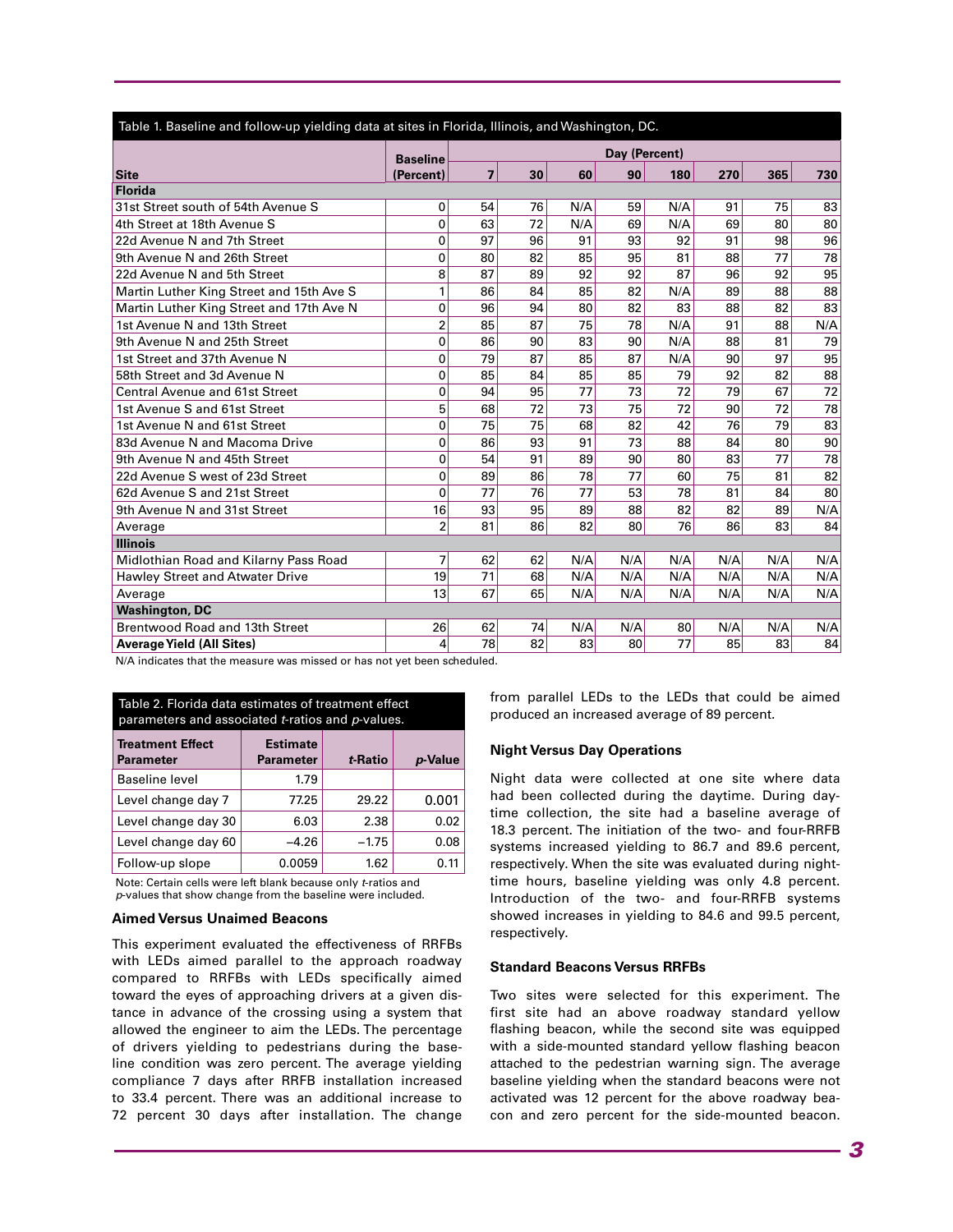Table 1. Baseline and follow-up yielding data at sites in Florida, Illinois, and Washington, DC.

| Site | Baseline (Percent) | Day (Percent) 7 | 30 | 60 | 90 | 180 | 270 | 365 | 730 |
|---|---|---|---|---|---|---|---|---|---|
| **Florida** | | | | | | | | | |
| 31st Street south of 54th Avenue S | 0 | 54 | 76 | N/A | 59 | N/A | 91 | 75 | 83 |
| 4th Street at 18th Avenue S | 0 | 63 | 72 | N/A | 69 | N/A | 69 | 80 | 80 |
| 22d Avenue N and 7th Street | 0 | 97 | 96 | 91 | 93 | 92 | 91 | 98 | 96 |
| 9th Avenue N and 26th Street | 0 | 80 | 82 | 85 | 95 | 81 | 88 | 77 | 78 |
| 22d Avenue N and 5th Street | 8 | 87 | 89 | 92 | 92 | 87 | 96 | 92 | 95 |
| Martin Luther King Street and 15th Ave S | 1 | 86 | 84 | 85 | 82 | N/A | 89 | 88 | 88 |
| Martin Luther King Street and 17th Ave N | 0 | 96 | 94 | 80 | 82 | 83 | 88 | 82 | 83 |
| 1st Avenue N and 13th Street | 2 | 85 | 87 | 75 | 78 | N/A | 91 | 88 | N/A |
| 9th Avenue N and 25th Street | 0 | 86 | 90 | 83 | 90 | N/A | 88 | 81 | 79 |
| 1st Street and 37th Avenue N | 0 | 79 | 87 | 85 | 87 | N/A | 90 | 97 | 95 |
| 58th Street and 3d Avenue N | 0 | 85 | 84 | 85 | 85 | 79 | 92 | 82 | 88 |
| Central Avenue and 61st Street | 0 | 94 | 95 | 77 | 73 | 72 | 79 | 67 | 72 |
| 1st Avenue S and 61st Street | 5 | 68 | 72 | 73 | 75 | 72 | 90 | 72 | 78 |
| 1st Avenue N and 61st Street | 0 | 75 | 75 | 68 | 82 | 42 | 76 | 79 | 83 |
| 83d Avenue N and Macoma Drive | 0 | 86 | 93 | 91 | 73 | 88 | 84 | 80 | 90 |
| 9th Avenue N and 45th Street | 0 | 54 | 91 | 89 | 90 | 80 | 83 | 77 | 78 |
| 22d Avenue S west of 23d Street | 0 | 89 | 86 | 78 | 77 | 60 | 75 | 81 | 82 |
| 62d Avenue S and 21st Street | 0 | 77 | 76 | 77 | 53 | 78 | 81 | 84 | 80 |
| 9th Avenue N and 31st Street | 16 | 93 | 95 | 89 | 88 | 82 | 82 | 89 | N/A |
| Average | 2 | 81 | 86 | 82 | 80 | 76 | 86 | 83 | 84 |
| **Illinois** | | | | | | | | | |
| Midlothian Road and Kilarny Pass Road | 7 | 62 | 62 | N/A | N/A | N/A | N/A | N/A | N/A |
| Hawley Street and Atwater Drive | 19 | 71 | 68 | N/A | N/A | N/A | N/A | N/A | N/A |
| Average | 13 | 67 | 65 | N/A | N/A | N/A | N/A | N/A | N/A |
| **Washington, DC** | | | | | | | | | |
| Brentwood Road and 13th Street | 26 | 62 | 74 | N/A | N/A | 80 | N/A | N/A | N/A |
| **Average Yield (All Sites)** | 4 | 78 | 82 | 83 | 80 | 77 | 85 | 83 | 84 |

N/A indicates that the measure was missed or has not yet been scheduled.

Table 2. Florida data estimates of treatment effect parameters and associated *t*-ratios and *p*-values.

| Treatment Effect Parameter | Estimate Parameter | *t*-Ratio | *p*-Value |
|---|---|---|---|
| Baseline level | 1.79 | | |
| Level change day 7 | 77.25 | 29.22 | 0.001 |
| Level change day 30 | 6.03 | 2.38 | 0.02 |
| Level change day 60 | –4.26 | –1.75 | 0.08 |
| Follow-up slope | 0.0059 | 1.62 | 0.11 |

Note: Certain cells were left blank because only *t*-ratios and *p*-values that show change from the baseline were included.

### Aimed Versus Unaimed Beacons

This experiment evaluated the effectiveness of RRFBs with LEDs aimed parallel to the approach roadway compared to RRFBs with LEDs specifically aimed toward the eyes of approaching drivers at a given distance in advance of the crossing using a system that allowed the engineer to aim the LEDs. The percentage of drivers yielding to pedestrians during the baseline condition was zero percent. The average yielding compliance 7 days after RRFB installation increased to 33.4 percent. There was an additional increase to 72 percent 30 days after installation. The change from parallel LEDs to the LEDs that could be aimed produced an increased average of 89 percent.

### Night Versus Day Operations

Night data were collected at one site where data had been collected during the daytime. During daytime collection, the site had a baseline average of 18.3 percent. The initiation of the two- and four-RRFB systems increased yielding to 86.7 and 89.6 percent, respectively. When the site was evaluated during nighttime hours, baseline yielding was only 4.8 percent. Introduction of the two- and four-RRFB systems showed increases in yielding to 84.6 and 99.5 percent, respectively.

### Standard Beacons Versus RRFBs

Two sites were selected for this experiment. The first site had an above roadway standard yellow flashing beacon, while the second site was equipped with a side-mounted standard yellow flashing beacon attached to the pedestrian warning sign. The average baseline yielding when the standard beacons were not activated was 12 percent for the above roadway beacon and zero percent for the side-mounted beacon.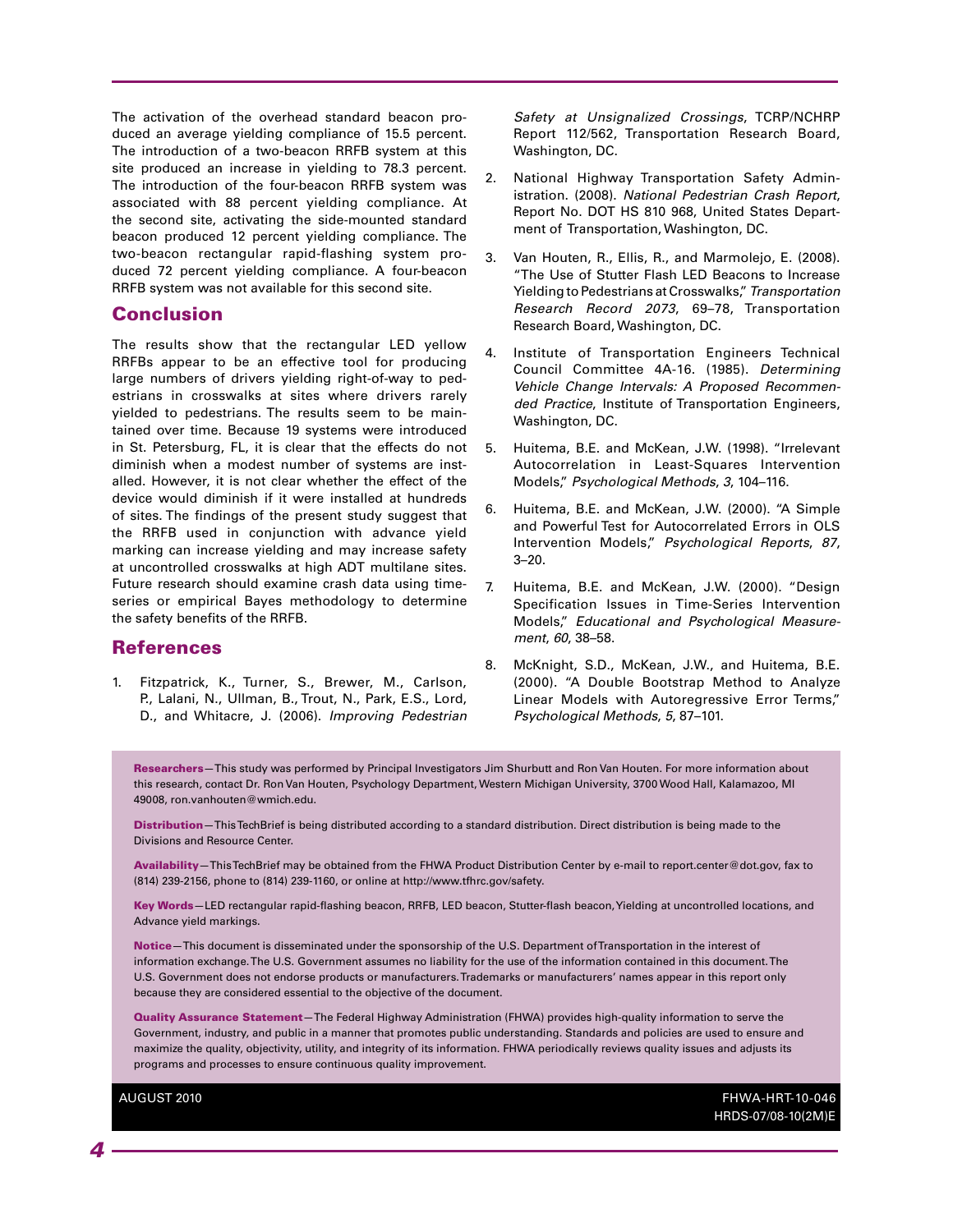The activation of the overhead standard beacon produced an average yielding compliance of 15.5 percent. The introduction of a two-beacon RRFB system at this site produced an increase in yielding to 78.3 percent. The introduction of the four-beacon RRFB system was associated with 88 percent yielding compliance. At the second site, activating the side-mounted standard beacon produced 12 percent yielding compliance. The two-beacon rectangular rapid-flashing system produced 72 percent yielding compliance. A four-beacon RRFB system was not available for this second site.

## Conclusion

The results show that the rectangular LED yellow RRFBs appear to be an effective tool for producing large numbers of drivers yielding right-of-way to pedestrians in crosswalks at sites where drivers rarely yielded to pedestrians. The results seem to be maintained over time. Because 19 systems were introduced in St. Petersburg, FL, it is clear that the effects do not diminish when a modest number of systems are installed. However, it is not clear whether the effect of the device would diminish if it were installed at hundreds of sites. The findings of the present study suggest that the RRFB used in conjunction with advance yield marking can increase yielding and may increase safety at uncontrolled crosswalks at high ADT multilane sites. Future research should examine crash data using time-series or empirical Bayes methodology to determine the safety benefits of the RRFB.

## References

1. Fitzpatrick, K., Turner, S., Brewer, M., Carlson, P., Lalani, N., Ullman, B., Trout, N., Park, E.S., Lord, D., and Whitacre, J. (2006). *Improving Pedestrian Safety at Unsignalized Crossings*, TCRP/NCHRP Report 112/562, Transportation Research Board, Washington, DC.
2. National Highway Transportation Safety Administration. (2008). *National Pedestrian Crash Report*, Report No. DOT HS 810 968, United States Department of Transportation, Washington, DC.
3. Van Houten, R., Ellis, R., and Marmolejo, E. (2008). "The Use of Stutter Flash LED Beacons to Increase Yielding to Pedestrians at Crosswalks," *Transportation Research Record 2073*, 69–78, Transportation Research Board, Washington, DC.
4. Institute of Transportation Engineers Technical Council Committee 4A-16. (1985). *Determining Vehicle Change Intervals: A Proposed Recommended Practice*, Institute of Transportation Engineers, Washington, DC.
5. Huitema, B.E. and McKean, J.W. (1998). "Irrelevant Autocorrelation in Least-Squares Intervention Models," *Psychological Methods*, *3*, 104–116.
6. Huitema, B.E. and McKean, J.W. (2000). "A Simple and Powerful Test for Autocorrelated Errors in OLS Intervention Models," *Psychological Reports*, *87*, 3–20.
7. Huitema, B.E. and McKean, J.W. (2000). "Design Specification Issues in Time-Series Intervention Models," *Educational and Psychological Measurement*, *60*, 38–58.
8. McKnight, S.D., McKean, J.W., and Huitema, B.E. (2000). "A Double Bootstrap Method to Analyze Linear Models with Autoregressive Error Terms," *Psychological Methods*, *5*, 87–101.

**Researchers**—This study was performed by Principal Investigators Jim Shurbutt and Ron Van Houten. For more information about this research, contact Dr. Ron Van Houten, Psychology Department, Western Michigan University, 3700 Wood Hall, Kalamazoo, MI 49008, ron.vanhouten@wmich.edu.

**Distribution**—This TechBrief is being distributed according to a standard distribution. Direct distribution is being made to the Divisions and Resource Center.

**Availability**—This TechBrief may be obtained from the FHWA Product Distribution Center by e-mail to report.center@dot.gov, fax to (814) 239-2156, phone to (814) 239-1160, or online at http://www.tfhrc.gov/safety.

**Key Words**—LED rectangular rapid-flashing beacon, RRFB, LED beacon, Stutter-flash beacon, Yielding at uncontrolled locations, and Advance yield markings.

**Notice**—This document is disseminated under the sponsorship of the U.S. Department of Transportation in the interest of information exchange. The U.S. Government assumes no liability for the use of the information contained in this document. The U.S. Government does not endorse products or manufacturers. Trademarks or manufacturers' names appear in this report only because they are considered essential to the objective of the document.

**Quality Assurance Statement**—The Federal Highway Administration (FHWA) provides high-quality information to serve the Government, industry, and public in a manner that promotes public understanding. Standards and policies are used to ensure and maximize the quality, objectivity, utility, and integrity of its information. FHWA periodically reviews quality issues and adjusts its programs and processes to ensure continuous quality improvement.

AUGUST 2010

FHWA-HRT-10-046
HRDS-07/08-10(2M)E